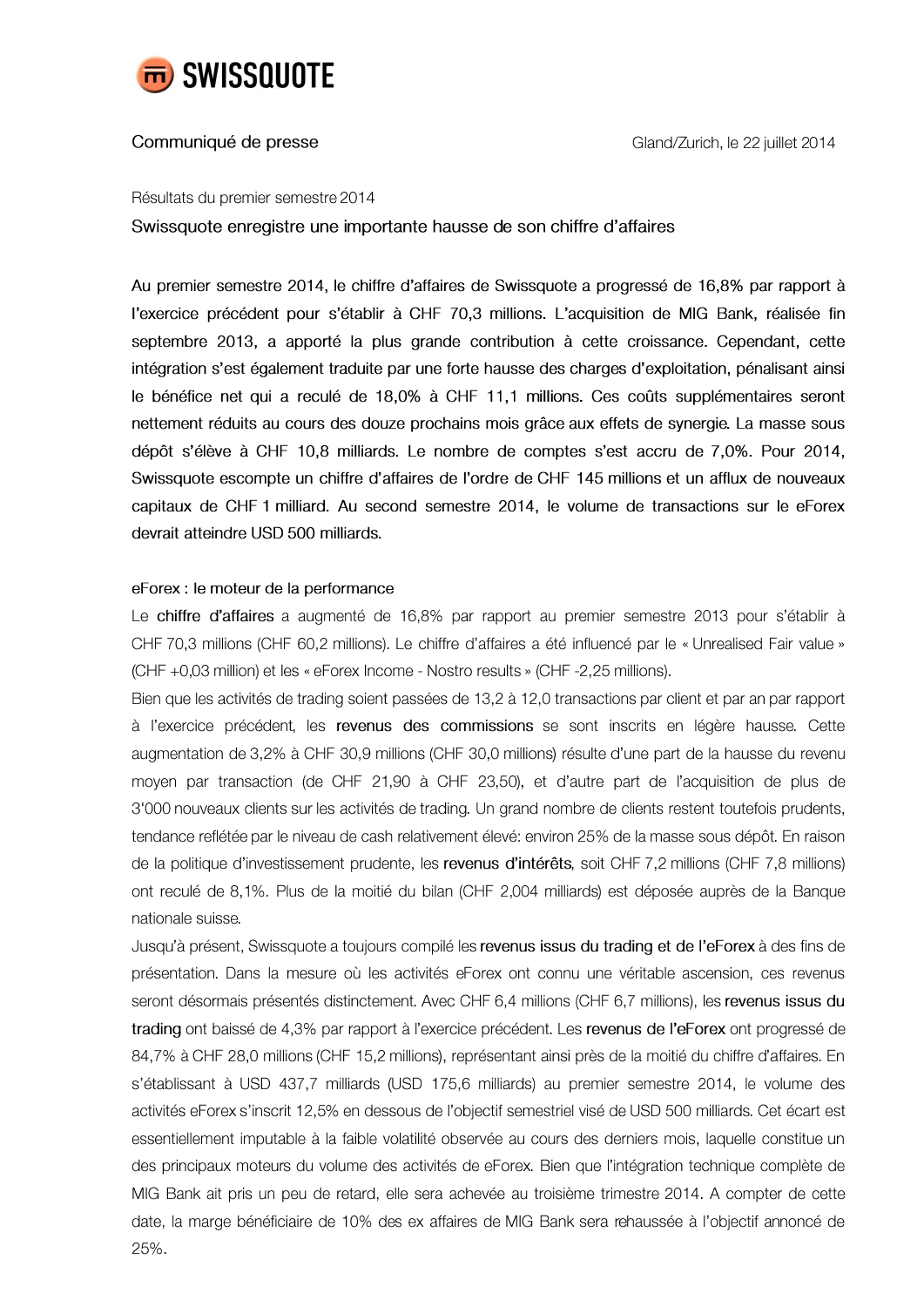SWISSQUOTE

Communiqué de presse

Gland/Zurich, le 22 juillet 2014

Résultats du premier semestre 2014

## Swissquote enregistre une importante hausse de son chiffre d’affaires

Au premier semestre 2014, le chiffre d’affaires de Swissquote a progressé de 16,8% par rapport à l’exercice précédent pour s’établir à CHF 70,3 millions. L’acquisition de MIG Bank, réalisée fin septembre 2013, a apporté la plus grande contribution à cette croissance. Cependant, cette intégration s’est également traduite par une forte hausse des charges d’exploitation, pénalisant ainsi le bénéfice net qui a reculé de 18,0% à CHF 11,1 millions. Ces coûts supplémentaires seront nettement réduits au cours des douze prochains mois grâce aux effets de synergie. La masse sous dépôt s’élève à CHF 10,8 milliards. Le nombre de comptes s’est accru de 7,0%. Pour 2014, Swissquote escompte un chiffre d’affaires de l’ordre de CHF 145 millions et un afflux de nouveaux capitaux de CHF 1 milliard. Au second semestre 2014, le volume de transactions sur le eForex devrait atteindre USD 500 milliards.

### eForex : le moteur de la performance

Le **chiffre d’affaires** a augmenté de 16,8% par rapport au premier semestre 2013 pour s’établir à CHF 70,3 millions (CHF 60,2 millions). Le chiffre d’affaires a été influencé par le « Unrealised Fair value » (CHF +0,03 million) et les « eForex Income - Nostro results » (CHF -2,25 millions).

Bien que les activités de trading soient passées de 13,2 à 12,0 transactions par client et par an par rapport à l’exercice précédent, les **revenus des commissions** se sont inscrits en légère hausse. Cette augmentation de 3,2% à CHF 30,9 millions (CHF 30,0 millions) résulte d’une part de la hausse du revenu moyen par transaction (de CHF 21,90 à CHF 23,50), et d’autre part de l’acquisition de plus de 3'000 nouveaux clients sur les activités de trading. Un grand nombre de clients restent toutefois prudents, tendance reflétée par le niveau de cash relativement élevé: environ 25% de la masse sous dépôt. En raison de la politique d’investissement prudente, les **revenus d’intérêts**, soit CHF 7,2 millions (CHF 7,8 millions) ont reculé de 8,1%. Plus de la moitié du bilan (CHF 2,004 milliards) est déposée auprès de la Banque nationale suisse.

Jusqu’à présent, Swissquote a toujours compilé les **revenus issus du trading et de l’eForex** à des fins de présentation. Dans la mesure où les activités eForex ont connu une véritable ascension, ces revenus seront désormais présentés distinctement. Avec CHF 6,4 millions (CHF 6,7 millions), les **revenus issus du trading** ont baissé de 4,3% par rapport à l’exercice précédent. Les **revenus de l’eForex** ont progressé de 84,7% à CHF 28,0 millions (CHF 15,2 millions), représentant ainsi près de la moitié du chiffre d’affaires. En s’établissant à USD 437,7 milliards (USD 175,6 milliards) au premier semestre 2014, le volume des activités eForex s’inscrit 12,5% en dessous de l’objectif semestriel visé de USD 500 milliards. Cet écart est essentiellement imputable à la faible volatilité observée au cours des derniers mois, laquelle constitue un des principaux moteurs du volume des activités de eForex. Bien que l’intégration technique complète de MIG Bank ait pris un peu de retard, elle sera achevée au troisième trimestre 2014. A compter de cette date, la marge bénéficiaire de 10% des ex affaires de MIG Bank sera rehaussée à l’objectif annoncé de 25%.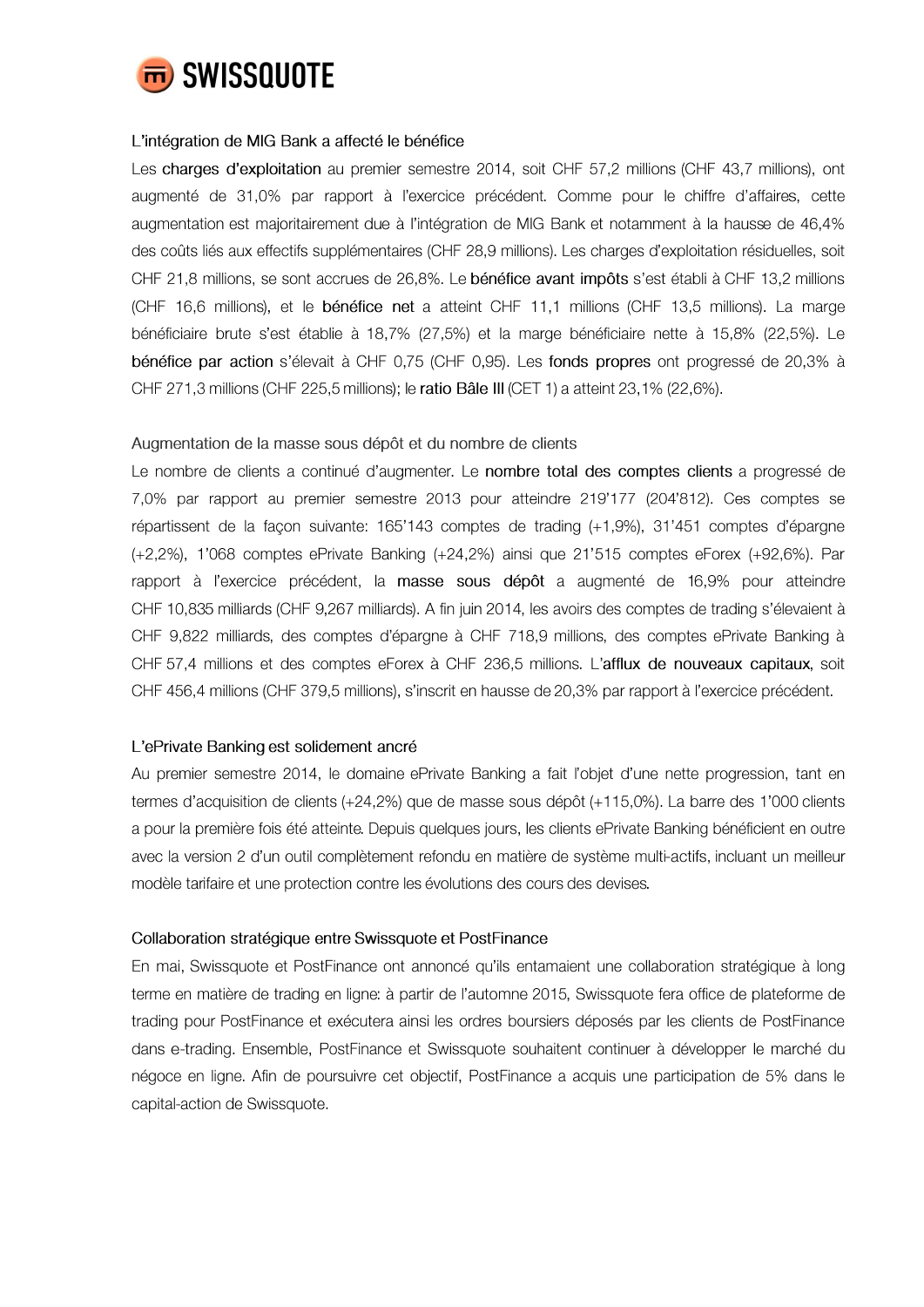### L'intégration de MIG Bank a affecté le bénéfice

Les **charges d'exploitation** au premier semestre 2014, soit CHF 57,2 millions (CHF 43,7 millions), ont augmenté de 31,0% par rapport à l'exercice précédent. Comme pour le chiffre d'affaires, cette augmentation est majoritairement due à l'intégration de MIG Bank et notamment à la hausse de 46,4% des coûts liés aux effectifs supplémentaires (CHF 28,9 millions). Les charges d'exploitation résiduelles, soit CHF 21,8 millions, se sont accrues de 26,8%. Le **bénéfice avant impôts** s'est établi à CHF 13,2 millions (CHF 16,6 millions), et le **bénéfice net** a atteint CHF 11,1 millions (CHF 13,5 millions). La marge bénéficiaire brute s'est établie à 18,7% (27,5%) et la marge bénéficiaire nette à 15,8% (22,5%). Le **bénéfice par action** s'élevait à CHF 0,75 (CHF 0,95). Les **fonds propres** ont progressé de 20,3% à CHF 271,3 millions (CHF 225,5 millions); le **ratio Bâle III** (CET 1) a atteint 23,1% (22,6%).

### Augmentation de la masse sous dépôt et du nombre de clients

Le nombre de clients a continué d'augmenter. Le **nombre total des comptes clients** a progressé de 7,0% par rapport au premier semestre 2013 pour atteindre 219'177 (204'812). Ces comptes se répartissent de la façon suivante: 165'143 comptes de trading (+1,9%), 31'451 comptes d'épargne (+2,2%), 1'068 comptes ePrivate Banking (+24,2%) ainsi que 21'515 comptes eForex (+92,6%). Par rapport à l'exercice précédent, la **masse sous dépôt** a augmenté de 16,9% pour atteindre CHF 10,835 milliards (CHF 9,267 milliards). A fin juin 2014, les avoirs des comptes de trading s'élevaient à CHF 9,822 milliards, des comptes d'épargne à CHF 718,9 millions, des comptes ePrivate Banking à CHF 57,4 millions et des comptes eForex à CHF 236,5 millions. L'**afflux de nouveaux capitaux**, soit CHF 456,4 millions (CHF 379,5 millions), s'inscrit en hausse de 20,3% par rapport à l'exercice précédent.

### L'ePrivate Banking est solidement ancré

Au premier semestre 2014, le domaine ePrivate Banking a fait l'objet d'une nette progression, tant en termes d'acquisition de clients (+24,2%) que de masse sous dépôt (+115,0%). La barre des 1'000 clients a pour la première fois été atteinte. Depuis quelques jours, les clients ePrivate Banking bénéficient en outre avec la version 2 d'un outil complètement refondu en matière de système multi-actifs, incluant un meilleur modèle tarifaire et une protection contre les évolutions des cours des devises.

### Collaboration stratégique entre Swissquote et PostFinance

En mai, Swissquote et PostFinance ont annoncé qu'ils entamaient une collaboration stratégique à long terme en matière de trading en ligne: à partir de l'automne 2015, Swissquote fera office de plateforme de trading pour PostFinance et exécutera ainsi les ordres boursiers déposés par les clients de PostFinance dans e-trading. Ensemble, PostFinance et Swissquote souhaitent continuer à développer le marché du négoce en ligne. Afin de poursuivre cet objectif, PostFinance a acquis une participation de 5% dans le capital-action de Swissquote.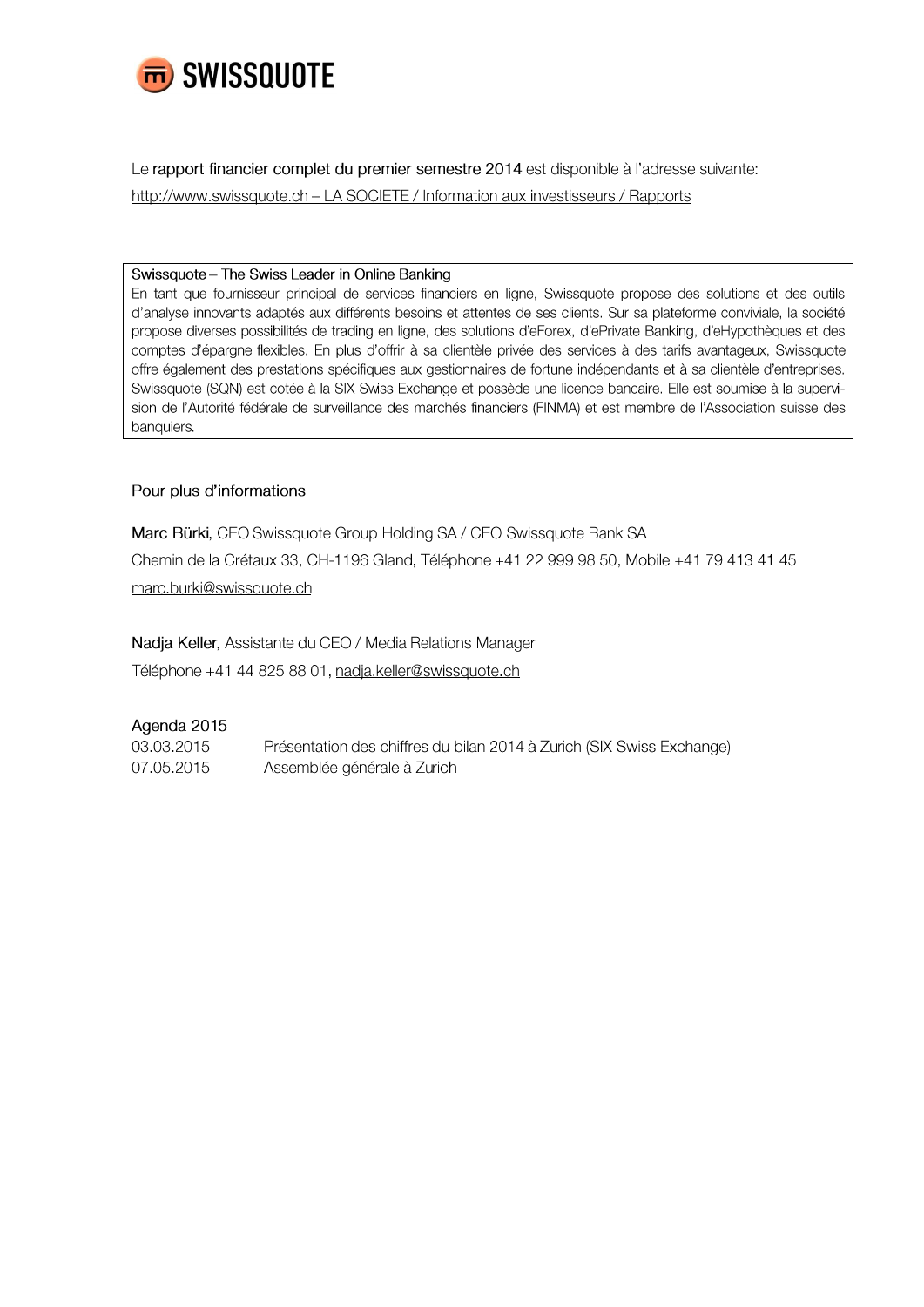Le **rapport financier complet du premier semestre 2014** est disponible à l'adresse suivante:
http://www.swissquote.ch – LA SOCIETE / Information aux investisseurs / Rapports

**Swissquote – The Swiss Leader in Online Banking**
En tant que fournisseur principal de services financiers en ligne, Swissquote propose des solutions et des outils d'analyse innovants adaptés aux différents besoins et attentes de ses clients. Sur sa plateforme conviviale, la société propose diverses possibilités de trading en ligne, des solutions d'eForex, d'ePrivate Banking, d'eHypothèques et des comptes d'épargne flexibles. En plus d'offrir à sa clientèle privée des services à des tarifs avantageux, Swissquote offre également des prestations spécifiques aux gestionnaires de fortune indépendants et à sa clientèle d'entreprises. Swissquote (SQN) est cotée à la SIX Swiss Exchange et possède une licence bancaire. Elle est soumise à la supervision de l'Autorité fédérale de surveillance des marchés financiers (FINMA) et est membre de l'Association suisse des banquiers.

**Pour plus d'informations**

**Marc Bürki**, CEO Swissquote Group Holding SA / CEO Swissquote Bank SA
Chemin de la Crétaux 33, CH-1196 Gland, Téléphone +41 22 999 98 50, Mobile +41 79 413 41 45
marc.burki@swissquote.ch

**Nadja Keller**, Assistante du CEO / Media Relations Manager
Téléphone +41 44 825 88 01, nadja.keller@swissquote.ch

**Agenda 2015**

| | |
|---|---|
| 03.03.2015 | Présentation des chiffres du bilan 2014 à Zurich (SIX Swiss Exchange) |
| 07.05.2015 | Assemblée générale à Zurich |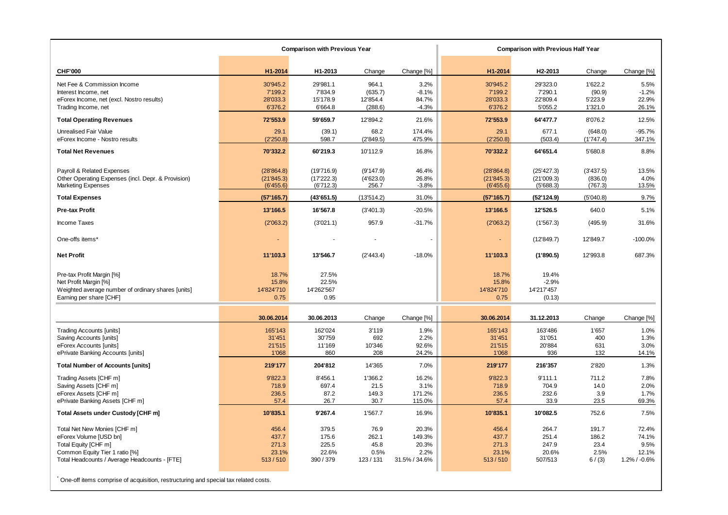| CHF'000 | Comparison with Previous Year | | | | Comparison with Previous Half Year | | | |
|---|---|---|---|---|---|---|---|---|
| | H1-2014 | H1-2013 | Change | Change [%] | H1-2014 | H2-2013 | Change | Change [%] |
| Net Fee & Commission Income | 30'945.2 | 29'981.1 | 964.1 | 3.2% | 30'945.2 | 29'323.0 | 1'622.2 | 5.5% |
| Interest Income, net | 7'199.2 | 7'834.9 | (635.7) | -8.1% | 7'199.2 | 7'290.1 | (90.9) | -1.2% |
| eForex Income, net (excl. Nostro results) | 28'033.3 | 15'178.9 | 12'854.4 | 84.7% | 28'033.3 | 22'809.4 | 5'223.9 | 22.9% |
| Trading Income, net | 6'376.2 | 6'664.8 | (288.6) | -4.3% | 6'376.2 | 5'055.2 | 1'321.0 | 26.1% |
| **Total Operating Revenues** | **72'553.9** | **59'659.7** | **12'894.2** | **21.6%** | **72'553.9** | **64'477.7** | **8'076.2** | **12.5%** |
| Unrealised Fair Value | 29.1 | (39.1) | 68.2 | 174.4% | 29.1 | 677.1 | (648.0) | -95.7% |
| eForex Income - Nostro results | (2'250.8) | 598.7 | (2'849.5) | 475.9% | (2'250.8) | (503.4) | (1'747.4) | 347.1% |
| **Total Net Revenues** | **70'332.2** | **60'219.3** | **10'112.9** | **16.8%** | **70'332.2** | **64'651.4** | **5'680.8** | **8.8%** |
| Payroll & Related Expenses | (28'864.8) | (19'716.9) | (9'147.9) | 46.4% | (28'864.8) | (25'427.3) | (3'437.5) | 13.5% |
| Other Operating Expenses (incl. Depr. & Provision) | (21'845.3) | (17'222.3) | (4'623.0) | 26.8% | (21'845.3) | (21'009.3) | (836.0) | 4.0% |
| Marketing Expenses | (6'455.6) | (6'712.3) | 256.7 | -3.8% | (6'455.6) | (5'688.3) | (767.3) | 13.5% |
| **Total Expenses** | **(57'165.7)** | **(43'651.5)** | **(13'514.2)** | **31.0%** | **(57'165.7)** | **(52'124.9)** | **(5'040.8)** | **9.7%** |
| **Pre-tax Profit** | **13'166.5** | **16'567.8** | **(3'401.3)** | **-20.5%** | **13'166.5** | **12'526.5** | **640.0** | **5.1%** |
| Income Taxes | (2'063.2) | (3'021.1) | 957.9 | -31.7% | (2'063.2) | (1'567.3) | (495.9) | 31.6% |
| One-offs items* | - | - | - | - | - | (12'849.7) | 12'849.7 | -100.0% |
| **Net Profit** | **11'103.3** | **13'546.7** | **(2'443.4)** | **-18.0%** | **11'103.3** | **(1'890.5)** | **12'993.8** | **687.3%** |
| Pre-tax Profit Margin [%] | 18.7% | 27.5% | | | 18.7% | 19.4% | | |
| Net Profit Margin [%] | 15.8% | 22.5% | | | 15.8% | -2.9% | | |
| Weighted average number of ordinary shares [units] | 14'824'710 | 14'262'567 | | | 14'824'710 | 14'217'457 | | |
| Earning per share [CHF] | 0.75 | 0.95 | | | 0.75 | (0.13) | | |
| | **30.06.2014** | **30.06.2013** | **Change** | **Change [%]** | **30.06.2014** | **31.12.2013** | **Change** | **Change [%]** |
| Trading Accounts [units] | 165'143 | 162'024 | 3'119 | 1.9% | 165'143 | 163'486 | 1'657 | 1.0% |
| Saving Accounts [units] | 31'451 | 30'759 | 692 | 2.2% | 31'451 | 31'051 | 400 | 1.3% |
| eForex Accounts [units] | 21'515 | 11'169 | 10'346 | 92.6% | 21'515 | 20'884 | 631 | 3.0% |
| ePrivate Banking Accounts [units] | 1'068 | 860 | 208 | 24.2% | 1'068 | 936 | 132 | 14.1% |
| **Total Number of Accounts [units]** | **219'177** | **204'812** | **14'365** | **7.0%** | **219'177** | **216'357** | **2'820** | **1.3%** |
| Trading Assets [CHF m] | 9'822.3 | 8'456.1 | 1'366.2 | 16.2% | 9'822.3 | 9'111.1 | 711.2 | 7.8% |
| Saving Assets [CHF m] | 718.9 | 697.4 | 21.5 | 3.1% | 718.9 | 704.9 | 14.0 | 2.0% |
| eForex Assets [CHF m] | 236.5 | 87.2 | 149.3 | 171.2% | 236.5 | 232.6 | 3.9 | 1.7% |
| ePrivate Banking Assets [CHF m] | 57.4 | 26.7 | 30.7 | 115.0% | 57.4 | 33.9 | 23.5 | 69.3% |
| **Total Assets under Custody [CHF m]** | **10'835.1** | **9'267.4** | **1'567.7** | **16.9%** | **10'835.1** | **10'082.5** | **752.6** | **7.5%** |
| Total Net New Monies [CHF m] | 456.4 | 379.5 | 76.9 | 20.3% | 456.4 | 264.7 | 191.7 | 72.4% |
| eForex Volume [USD bn] | 437.7 | 175.6 | 262.1 | 149.3% | 437.7 | 251.4 | 186.2 | 74.1% |
| Total Equity [CHF m] | 271.3 | 225.5 | 45.8 | 20.3% | 271.3 | 247.9 | 23.4 | 9.5% |
| Common Equity Tier 1 ratio [%] | 23.1% | 22.6% | 0.5% | 2.2% | 23.1% | 20.6% | 2.5% | 12.1% |
| Total Headcounts / Average Headcounts - [FTE] | 513 / 510 | 390 / 379 | 123 / 131 | 31.5% / 34.6% | 513 / 510 | 507/513 | 6 / (3) | 1.2% / -0.6% |

* One-off items comprise of acquisition, restructuring and special tax related costs.